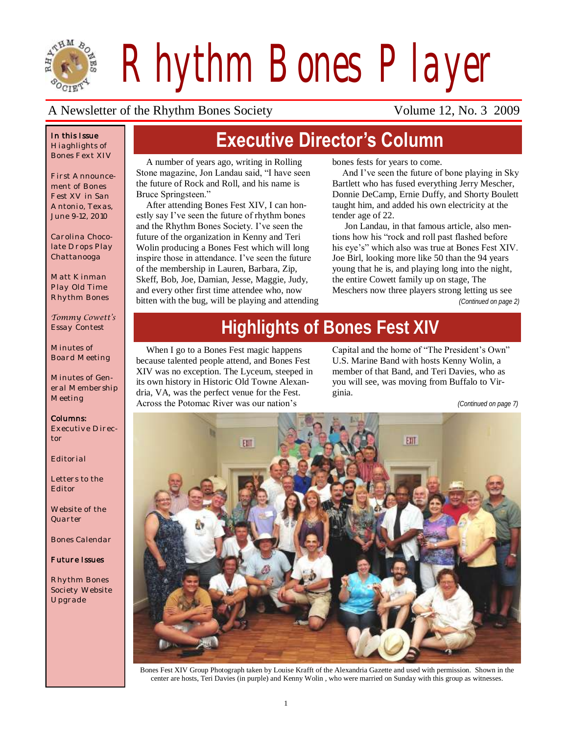# Rhythm Bones Player

A Newsletter of the Rhythm Bones Society — Volume 12, No. 3 2009

**In this Issue**

Hiaghlights of Bones Fext XIV

First Announcement of Bones Fest XV in San Antonio, Texas, June 9-12, 2010

Carolina Chocolate Drops Play Chattanooga

Matt Kinman Play Old Time Rhythm Bones

*Tommy Cowett's* Essay Contest

Minutes of Board Meeting

Minutes of General Membership Meeting

**Columns:**

Executive Director

Editorial

Letters to the Editor

Website of the Quarter

Bones Calendar

**Future Issues**

Rhythm Bones Society Website Upgrade

## Executive Director's Column

A number of years ago, writing in Rolling Stone magazine, Jon Landau said, "I have seen the future of Rock and Roll, and his name is Bruce Springsteen."

After attending Bones Fest XIV, I can honestly say I've seen the future of rhythm bones and the Rhythm Bones Society. I've seen the future of the organization in Kenny and Teri Wolin producing a Bones Fest which will long inspire those in attendance. I've seen the future of the membership in Lauren, Barbara, Zip, Skeff, Bob, Joe, Damian, Jesse, Maggie, Judy, and every other first time attendee who, now bitten with the bug, will be playing and attending bones fests for years to come.

And I've seen the future of bone playing in Sky Bartlett who has fused everything Jerry Mescher, Donnie DeCamp, Ernie Duffy, and Shorty Boulett taught him, and added his own electricity at the tender age of 22.

Jon Landau, in that famous article, also mentions how his "rock and roll past flashed before his eye's" which also was true at Bones Fest XIV. Joe Birl, looking more like 50 than the 94 years young that he is, and playing long into the night, the entire Cowett family up on stage, The Meschers now three players strong letting us see

*(Continued on page 2)*

## Highlights of Bones Fest XIV

When I go to a Bones Fest magic happens because talented people attend, and Bones Fest XIV was no exception. The Lyceum, steeped in its own history in Historic Old Towne Alexandria, VA, was the perfect venue for the Fest. Across the Potomac River was our nation's Capital and the home of "The President's Own" U.S. Marine Band with hosts Kenny Wolin, a member of that Band, and Teri Davies, who as you will see, was moving from Buffalo to Virginia.

*(Continued on page 7)*

Bones Fest XIV Group Photograph taken by Louise Krafft of the Alexandria Gazette and used with permission. Shown in the center are hosts, Teri Davies (in purple) and Kenny Wolin , who were married on Sunday with this group as witnesses.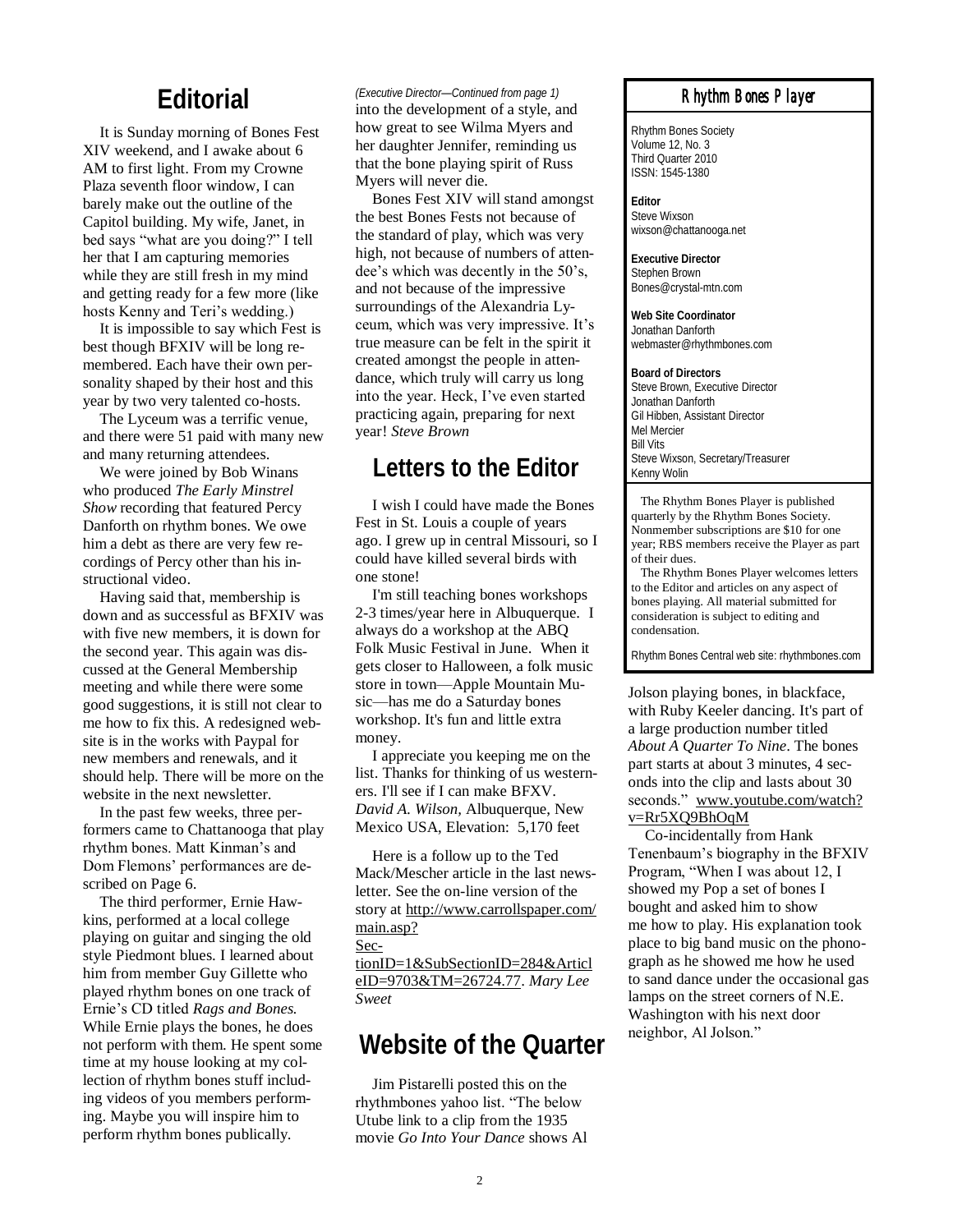## Editorial

It is Sunday morning of Bones Fest XIV weekend, and I awake about 6 AM to first light. From my Crowne Plaza seventh floor window, I can barely make out the outline of the Capitol building. My wife, Janet, in bed says "what are you doing?" I tell her that I am capturing memories while they are still fresh in my mind and getting ready for a few more (like hosts Kenny and Teri's wedding.)

It is impossible to say which Fest is best though BFXIV will be long remembered. Each have their own personality shaped by their host and this year by two very talented co-hosts.

The Lyceum was a terrific venue, and there were 51 paid with many new and many returning attendees.

We were joined by Bob Winans who produced *The Early Minstrel Show* recording that featured Percy Danforth on rhythm bones. We owe him a debt as there are very few recordings of Percy other than his instructional video.

Having said that, membership is down and as successful as BFXIV was with five new members, it is down for the second year. This again was discussed at the General Membership meeting and while there were some good suggestions, it is still not clear to me how to fix this. A redesigned website is in the works with Paypal for new members and renewals, and it should help. There will be more on the website in the next newsletter.

In the past few weeks, three performers came to Chattanooga that play rhythm bones. Matt Kinman's and Dom Flemons' performances are described on Page 6.

The third performer, Ernie Hawkins, performed at a local college playing on guitar and singing the old style Piedmont blues. I learned about him from member Guy Gillette who played rhythm bones on one track of Ernie's CD titled *Rags and Bones*. While Ernie plays the bones, he does not perform with them. He spent some time at my house looking at my collection of rhythm bones stuff including videos of you members performing. Maybe you will inspire him to perform rhythm bones publically.

*(Executive Director—Continued from page 1)*

into the development of a style, and how great to see Wilma Myers and her daughter Jennifer, reminding us that the bone playing spirit of Russ Myers will never die.

Bones Fest XIV will stand amongst the best Bones Fests not because of the standard of play, which was very high, not because of numbers of attendee's which was decently in the 50's, and not because of the impressive surroundings of the Alexandria Lyceum, which was very impressive. It's true measure can be felt in the spirit it created amongst the people in attendance, which truly will carry us long into the year. Heck, I've even started practicing again, preparing for next year! *Steve Brown*

## Letters to the Editor

I wish I could have made the Bones Fest in St. Louis a couple of years ago. I grew up in central Missouri, so I could have killed several birds with one stone!

I'm still teaching bones workshops 2-3 times/year here in Albuquerque. I always do a workshop at the ABQ Folk Music Festival in June. When it gets closer to Halloween, a folk music store in town—Apple Mountain Music—has me do a Saturday bones workshop. It's fun and little extra money.

I appreciate you keeping me on the list. Thanks for thinking of us westerners. I'll see if I can make BFXV. *David A. Wilson*, Albuquerque, New Mexico USA, Elevation: 5,170 feet

Here is a follow up to the Ted Mack/Mescher article in the last newsletter. See the on-line version of the story at http://www.carrollspaper.com/main.asp?SectionID=1&SubSectionID=284&ArticleID=9703&TM=26724.77. *Mary Lee Sweet*

## Website of the Quarter

Jim Pistarelli posted this on the rhythmbones yahoo list. "The below Utube link to a clip from the 1935 movie *Go Into Your Dance* shows Al Jolson playing bones, in blackface, with Ruby Keeler dancing. It's part of a large production number titled *About A Quarter To Nine*. The bones part starts at about 3 minutes, 4 seconds into the clip and lasts about 30 seconds." www.youtube.com/watch?v=Rr5XQ9BhOqM

Co-incidentally from Hank Tenenbaum's biography in the BFXIV Program, "When I was about 12, I showed my Pop a set of bones I bought and asked him to show me how to play. His explanation took place to big band music on the phonograph as he showed me how he used to sand dance under the occasional gas lamps on the street corners of N.E. Washington with his next door neighbor, Al Jolson."

---

**Rhythm Bones Player**

Rhythm Bones Society
Volume 12, No. 3
Third Quarter 2010
ISSN: 1545-1380

**Editor**
Steve Wixson
wixson@chattanooga.net

**Executive Director**
Stephen Brown
Bones@crystal-mtn.com

**Web Site Coordinator**
Jonathan Danforth
webmaster@rhythmbones.com

**Board of Directors**
Steve Brown, Executive Director
Jonathan Danforth
Gil Hibben, Assistant Director
Mel Mercier
Bill Vits
Steve Wixson, Secretary/Treasurer
Kenny Wolin

The Rhythm Bones Player is published quarterly by the Rhythm Bones Society. Nonmember subscriptions are $10 for one year; RBS members receive the Player as part of their dues.

The Rhythm Bones Player welcomes letters to the Editor and articles on any aspect of bones playing. All material submitted for consideration is subject to editing and condensation.

Rhythm Bones Central web site: rhythmbones.com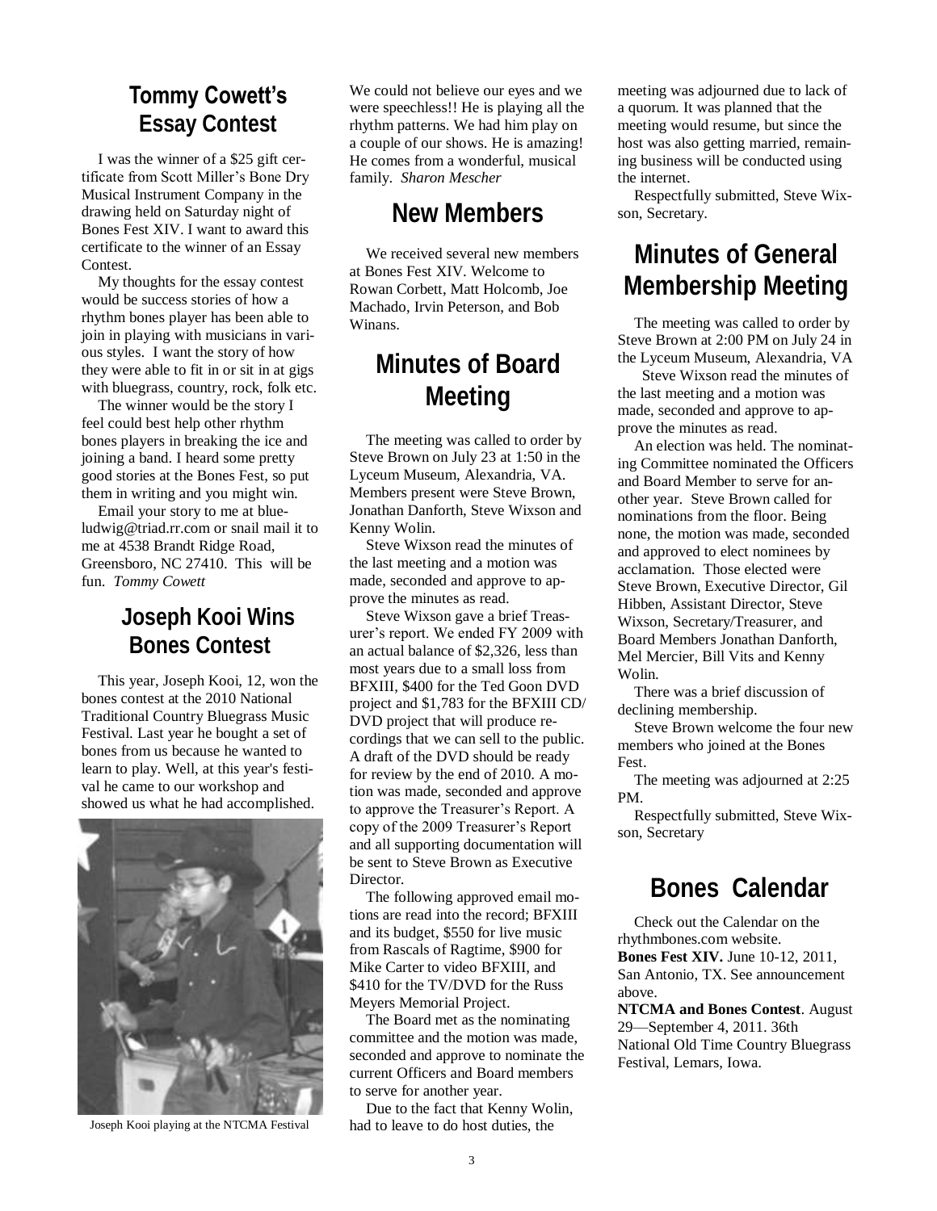## Tommy Cowett's Essay Contest

I was the winner of a $25 gift certificate from Scott Miller's Bone Dry Musical Instrument Company in the drawing held on Saturday night of Bones Fest XIV. I want to award this certificate to the winner of an Essay Contest.

My thoughts for the essay contest would be success stories of how a rhythm bones player has been able to join in playing with musicians in various styles. I want the story of how they were able to fit in or sit in at gigs with bluegrass, country, rock, folk etc.

The winner would be the story I feel could best help other rhythm bones players in breaking the ice and joining a band. I heard some pretty good stories at the Bones Fest, so put them in writing and you might win.

Email your story to me at blueludwig@triad.rr.com or snail mail it to me at 4538 Brandt Ridge Road, Greensboro, NC 27410. This will be fun. *Tommy Cowett*

## Joseph Kooi Wins Bones Contest

This year, Joseph Kooi, 12, won the bones contest at the 2010 National Traditional Country Bluegrass Music Festival. Last year he bought a set of bones from us because he wanted to learn to play. Well, at this year's festival he came to our workshop and showed us what he had accomplished.

Joseph Kooi playing at the NTCMA Festival

We could not believe our eyes and we were speechless!! He is playing all the rhythm patterns. We had him play on a couple of our shows. He is amazing! He comes from a wonderful, musical family. *Sharon Mescher*

## New Members

We received several new members at Bones Fest XIV. Welcome to Rowan Corbett, Matt Holcomb, Joe Machado, Irvin Peterson, and Bob Winans.

## Minutes of Board Meeting

The meeting was called to order by Steve Brown on July 23 at 1:50 in the Lyceum Museum, Alexandria, VA. Members present were Steve Brown, Jonathan Danforth, Steve Wixson and Kenny Wolin.

Steve Wixson read the minutes of the last meeting and a motion was made, seconded and approve to approve the minutes as read.

Steve Wixson gave a brief Treasurer's report. We ended FY 2009 with an actual balance of $2,326, less than most years due to a small loss from BFXIII, $400 for the Ted Goon DVD project and $1,783 for the BFXIII CD/DVD project that will produce recordings that we can sell to the public. A draft of the DVD should be ready for review by the end of 2010. A motion was made, seconded and approve to approve the Treasurer's Report. A copy of the 2009 Treasurer's Report and all supporting documentation will be sent to Steve Brown as Executive Director.

The following approved email motions are read into the record; BFXIII and its budget, $550 for live music from Rascals of Ragtime, $900 for Mike Carter to video BFXIII, and $410 for the TV/DVD for the Russ Meyers Memorial Project.

The Board met as the nominating committee and the motion was made, seconded and approve to nominate the current Officers and Board members to serve for another year.

Due to the fact that Kenny Wolin, had to leave to do host duties, the meeting was adjourned due to lack of a quorum. It was planned that the meeting would resume, but since the host was also getting married, remaining business will be conducted using the internet.

Respectfully submitted, Steve Wixson, Secretary.

## Minutes of General Membership Meeting

The meeting was called to order by Steve Brown at 2:00 PM on July 24 in the Lyceum Museum, Alexandria, VA

Steve Wixson read the minutes of the last meeting and a motion was made, seconded and approve to approve the minutes as read.

An election was held. The nominating Committee nominated the Officers and Board Member to serve for another year. Steve Brown called for nominations from the floor. Being none, the motion was made, seconded and approved to elect nominees by acclamation. Those elected were Steve Brown, Executive Director, Gil Hibben, Assistant Director, Steve Wixson, Secretary/Treasurer, and Board Members Jonathan Danforth, Mel Mercier, Bill Vits and Kenny Wolin.

There was a brief discussion of declining membership.

Steve Brown welcome the four new members who joined at the Bones Fest.

The meeting was adjourned at 2:25 PM.

Respectfully submitted, Steve Wixson, Secretary

## Bones Calendar

Check out the Calendar on the rhythmbones.com website.

**Bones Fest XIV.** June 10-12, 2011, San Antonio, TX. See announcement above.

**NTCMA and Bones Contest**. August 29—September 4, 2011. 36th National Old Time Country Bluegrass Festival, Lemars, Iowa.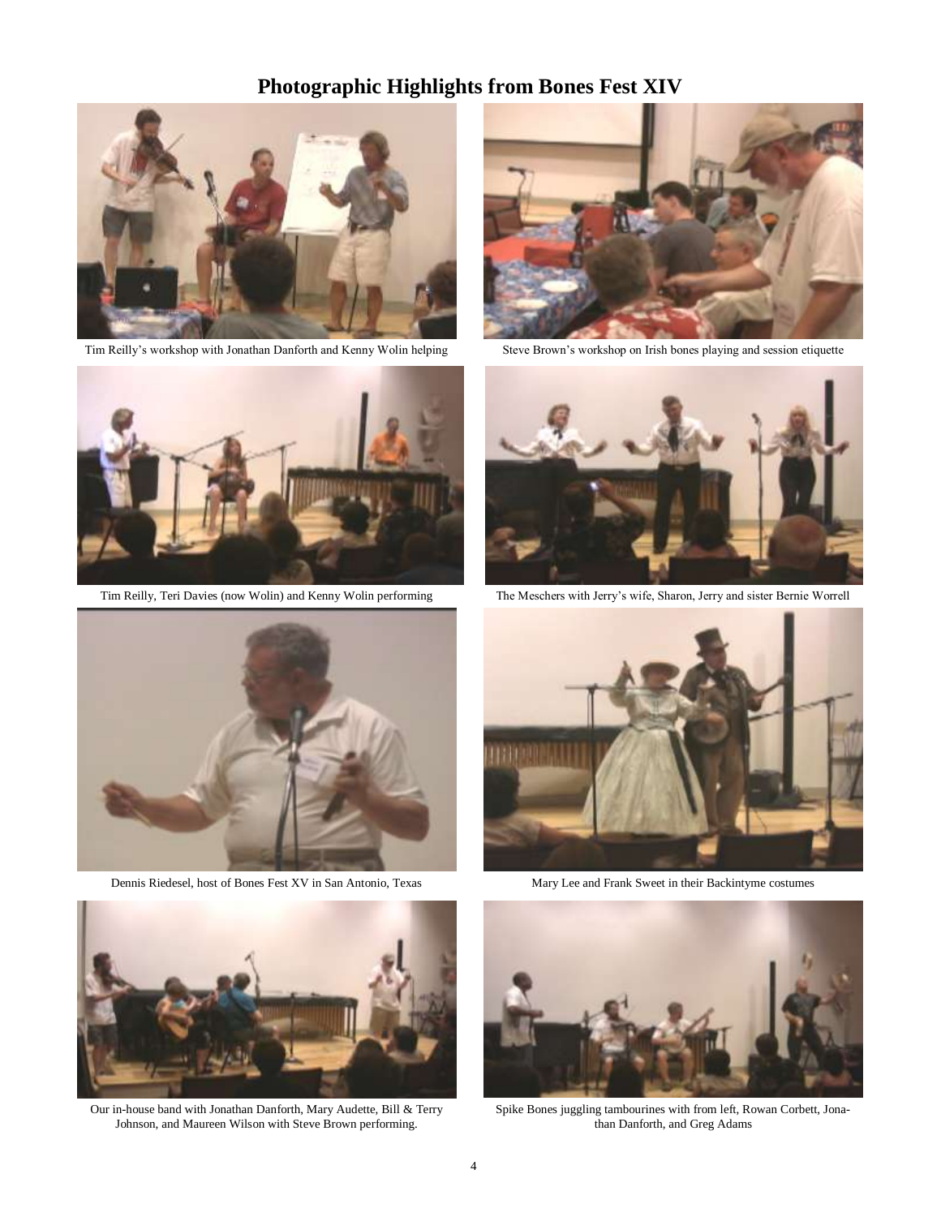# Photographic Highlights from Bones Fest XIV

Tim Reilly's workshop with Jonathan Danforth and Kenny Wolin helping

Steve Brown's workshop on Irish bones playing and session etiquette

Tim Reilly, Teri Davies (now Wolin) and Kenny Wolin performing

The Meschers with Jerry's wife, Sharon, Jerry and sister Bernie Worrell

Dennis Riedesel, host of Bones Fest XV in San Antonio, Texas

Mary Lee and Frank Sweet in their Backintyme costumes

Our in-house band with Jonathan Danforth, Mary Audette, Bill & Terry Johnson, and Maureen Wilson with Steve Brown performing.

Spike Bones juggling tambourines with from left, Rowan Corbett, Jonathan Danforth, and Greg Adams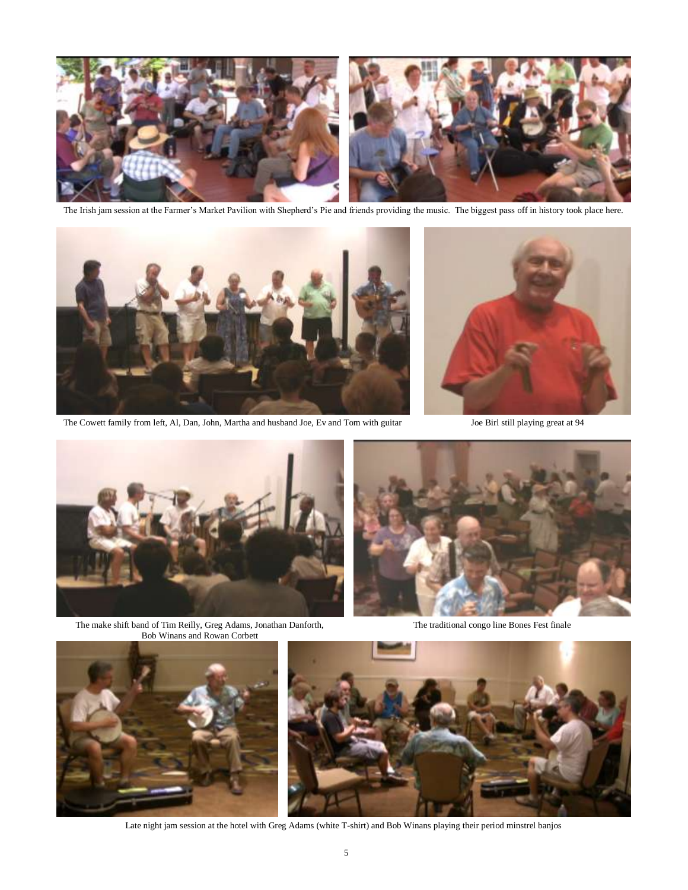The Irish jam session at the Farmer's Market Pavilion with Shepherd's Pie and friends providing the music. The biggest pass off in history took place here.

The Cowett family from left, Al, Dan, John, Martha and husband Joe, Ev and Tom with guitar

Joe Birl still playing great at 94

The make shift band of Tim Reilly, Greg Adams, Jonathan Danforth, Bob Winans and Rowan Corbett

The traditional congo line Bones Fest finale

Late night jam session at the hotel with Greg Adams (white T-shirt) and Bob Winans playing their period minstrel banjos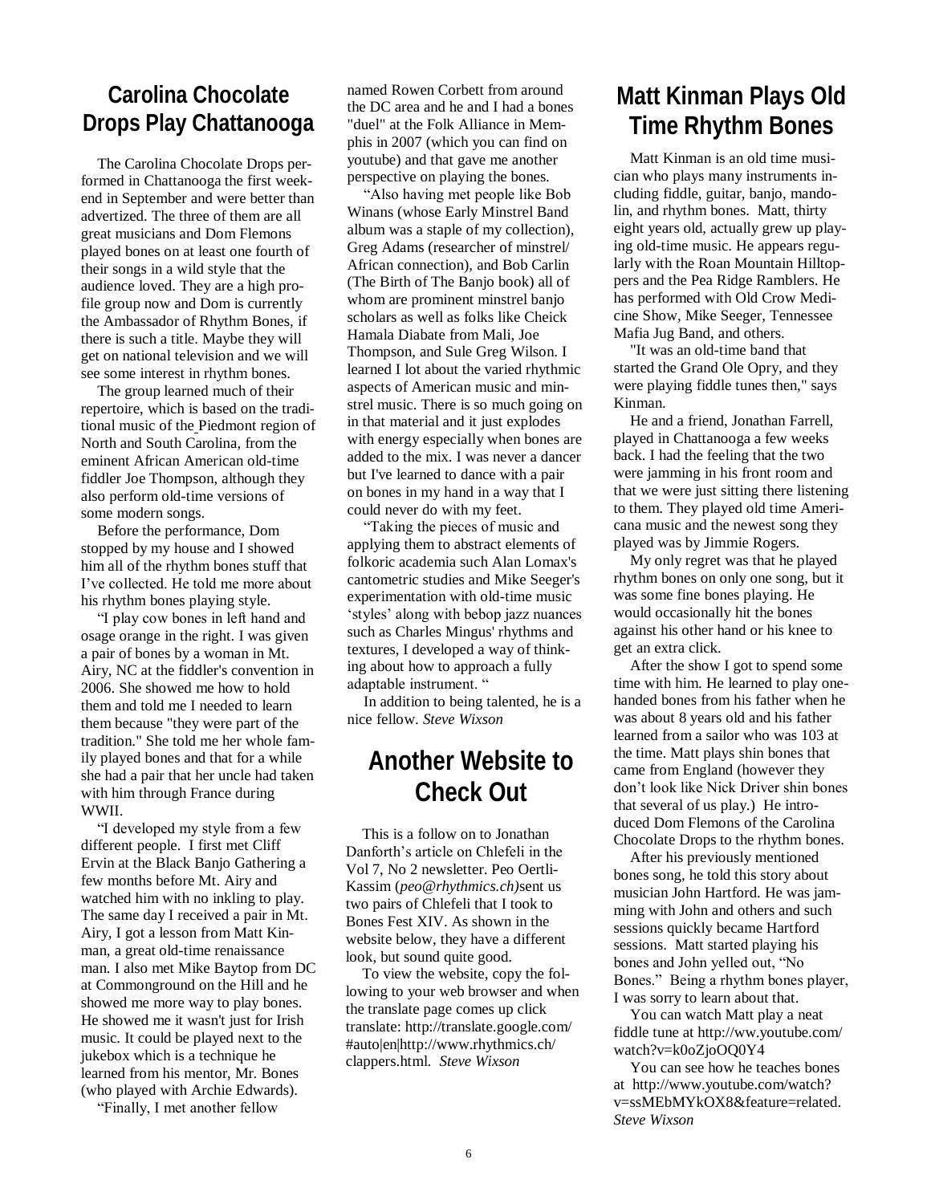## Carolina Chocolate Drops Play Chattanooga

The Carolina Chocolate Drops performed in Chattanooga the first weekend in September and were better than advertized. The three of them are all great musicians and Dom Flemons played bones on at least one fourth of their songs in a wild style that the audience loved. They are a high profile group now and Dom is currently the Ambassador of Rhythm Bones, if there is such a title. Maybe they will get on national television and we will see some interest in rhythm bones.

The group learned much of their repertoire, which is based on the traditional music of the Piedmont region of North and South Carolina, from the eminent African American old-time fiddler Joe Thompson, although they also perform old-time versions of some modern songs.

Before the performance, Dom stopped by my house and I showed him all of the rhythm bones stuff that I've collected. He told me more about his rhythm bones playing style.

"I play cow bones in left hand and osage orange in the right. I was given a pair of bones by a woman in Mt. Airy, NC at the fiddler's convention in 2006. She showed me how to hold them and told me I needed to learn them because "they were part of the tradition." She told me her whole family played bones and that for a while she had a pair that her uncle had taken with him through France during WWII.

"I developed my style from a few different people. I first met Cliff Ervin at the Black Banjo Gathering a few months before Mt. Airy and watched him with no inkling to play. The same day I received a pair in Mt. Airy, I got a lesson from Matt Kinman, a great old-time renaissance man. I also met Mike Baytop from DC at Commonground on the Hill and he showed me more way to play bones. He showed me it wasn't just for Irish music. It could be played next to the jukebox which is a technique he learned from his mentor, Mr. Bones (who played with Archie Edwards).

"Finally, I met another fellow named Rowen Corbett from around the DC area and he and I had a bones "duel" at the Folk Alliance in Memphis in 2007 (which you can find on youtube) and that gave me another perspective on playing the bones.

"Also having met people like Bob Winans (whose Early Minstrel Band album was a staple of my collection), Greg Adams (researcher of minstrel/ African connection), and Bob Carlin (The Birth of The Banjo book) all of whom are prominent minstrel banjo scholars as well as folks like Cheick Hamala Diabate from Mali, Joe Thompson, and Sule Greg Wilson. I learned I lot about the varied rhythmic aspects of American music and minstrel music. There is so much going on in that material and it just explodes with energy especially when bones are added to the mix. I was never a dancer but I've learned to dance with a pair on bones in my hand in a way that I could never do with my feet.

"Taking the pieces of music and applying them to abstract elements of folkoric academia such Alan Lomax's cantometric studies and Mike Seeger's experimentation with old-time music 'styles' along with bebop jazz nuances such as Charles Mingus' rhythms and textures, I developed a way of thinking about how to approach a fully adaptable instrument. "

In addition to being talented, he is a nice fellow. *Steve Wixson*

## Another Website to Check Out

This is a follow on to Jonathan Danforth's article on Chlefeli in the Vol 7, No 2 newsletter. Peo Oertli-Kassim (*peo@rhythmics.ch)*sent us two pairs of Chlefeli that I took to Bones Fest XIV. As shown in the website below, they have a different look, but sound quite good.

To view the website, copy the following to your web browser and when the translate page comes up click translate: http://translate.google.com/#auto|en|http://www.rhythmics.ch/clappers.html. *Steve Wixson*

## Matt Kinman Plays Old Time Rhythm Bones

Matt Kinman is an old time musician who plays many instruments including fiddle, guitar, banjo, mandolin, and rhythm bones. Matt, thirty eight years old, actually grew up playing old-time music. He appears regularly with the Roan Mountain Hilltoppers and the Pea Ridge Ramblers. He has performed with Old Crow Medicine Show, Mike Seeger, Tennessee Mafia Jug Band, and others.

"It was an old-time band that started the Grand Ole Opry, and they were playing fiddle tunes then," says Kinman.

He and a friend, Jonathan Farrell, played in Chattanooga a few weeks back. I had the feeling that the two were jamming in his front room and that we were just sitting there listening to them. They played old time Americana music and the newest song they played was by Jimmie Rogers.

My only regret was that he played rhythm bones on only one song, but it was some fine bones playing. He would occasionally hit the bones against his other hand or his knee to get an extra click.

After the show I got to spend some time with him. He learned to play one-handed bones from his father when he was about 8 years old and his father learned from a sailor who was 103 at the time. Matt plays shin bones that came from England (however they don't look like Nick Driver shin bones that several of us play.) He introduced Dom Flemons of the Carolina Chocolate Drops to the rhythm bones.

After his previously mentioned bones song, he told this story about musician John Hartford. He was jamming with John and others and such sessions quickly became Hartford sessions. Matt started playing his bones and John yelled out, "No Bones." Being a rhythm bones player, I was sorry to learn about that.

You can watch Matt play a neat fiddle tune at http://ww.youtube.com/watch?v=k0oZjoOQ0Y4

You can see how he teaches bones at http://www.youtube.com/watch?v=ssMEbMYkOX8&feature=related. *Steve Wixson*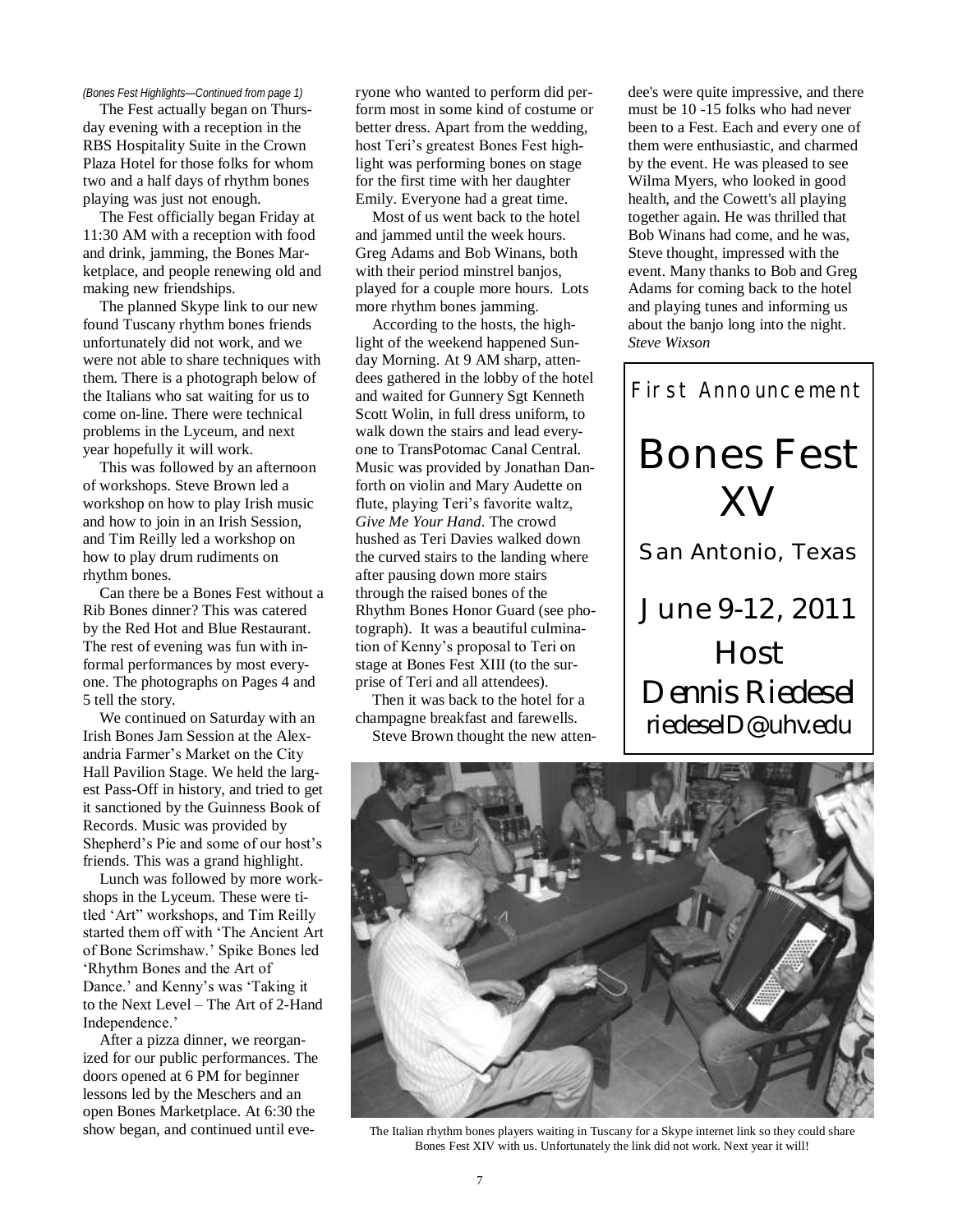*(Bones Fest Highlights—Continued from page 1)*

The Fest actually began on Thursday evening with a reception in the RBS Hospitality Suite in the Crown Plaza Hotel for those folks for whom two and a half days of rhythm bones playing was just not enough.

The Fest officially began Friday at 11:30 AM with a reception with food and drink, jamming, the Bones Marketplace, and people renewing old and making new friendships.

The planned Skype link to our new found Tuscany rhythm bones friends unfortunately did not work, and we were not able to share techniques with them. There is a photograph below of the Italians who sat waiting for us to come on-line. There were technical problems in the Lyceum, and next year hopefully it will work.

This was followed by an afternoon of workshops. Steve Brown led a workshop on how to play Irish music and how to join in an Irish Session, and Tim Reilly led a workshop on how to play drum rudiments on rhythm bones.

Can there be a Bones Fest without a Rib Bones dinner? This was catered by the Red Hot and Blue Restaurant. The rest of evening was fun with informal performances by most everyone. The photographs on Pages 4 and 5 tell the story.

We continued on Saturday with an Irish Bones Jam Session at the Alexandria Farmer's Market on the City Hall Pavilion Stage. We held the largest Pass-Off in history, and tried to get it sanctioned by the Guinness Book of Records. Music was provided by Shepherd's Pie and some of our host's friends. This was a grand highlight.

Lunch was followed by more workshops in the Lyceum. These were titled 'Art" workshops, and Tim Reilly started them off with 'The Ancient Art of Bone Scrimshaw.' Spike Bones led 'Rhythm Bones and the Art of Dance.' and Kenny's was 'Taking it to the Next Level – The Art of 2-Hand Independence.'

After a pizza dinner, we reorganized for our public performances. The doors opened at 6 PM for beginner lessons led by the Meschers and an open Bones Marketplace. At 6:30 the show began, and continued until everyone who wanted to perform did perform most in some kind of costume or better dress. Apart from the wedding, host Teri's greatest Bones Fest highlight was performing bones on stage for the first time with her daughter Emily. Everyone had a great time.

Most of us went back to the hotel and jammed until the week hours. Greg Adams and Bob Winans, both with their period minstrel banjos, played for a couple more hours. Lots more rhythm bones jamming.

According to the hosts, the highlight of the weekend happened Sunday Morning. At 9 AM sharp, attendees gathered in the lobby of the hotel and waited for Gunnery Sgt Kenneth Scott Wolin, in full dress uniform, to walk down the stairs and lead everyone to TransPotomac Canal Central. Music was provided by Jonathan Danforth on violin and Mary Audette on flute, playing Teri's favorite waltz, *Give Me Your Hand*. The crowd hushed as Teri Davies walked down the curved stairs to the landing where after pausing down more stairs through the raised bones of the Rhythm Bones Honor Guard (see photograph). It was a beautiful culmination of Kenny's proposal to Teri on stage at Bones Fest XIII (to the surprise of Teri and all attendees).

Then it was back to the hotel for a champagne breakfast and farewells.

Steve Brown thought the new attendee's were quite impressive, and there must be 10 -15 folks who had never been to a Fest. Each and every one of them were enthusiastic, and charmed by the event. He was pleased to see Wilma Myers, who looked in good health, and the Cowett's all playing together again. He was thrilled that Bob Winans had come, and he was, Steve thought, impressed with the event. Many thanks to Bob and Greg Adams for coming back to the hotel and playing tunes and informing us about the banjo long into the night. *Steve Wixson*

First Announcement

# Bones Fest XV

San Antonio, Texas

June 9-12, 2011

Host

Dennis Riedesel

riedeselD@uhv.edu

The Italian rhythm bones players waiting in Tuscany for a Skype internet link so they could share Bones Fest XIV with us. Unfortunately the link did not work. Next year it will!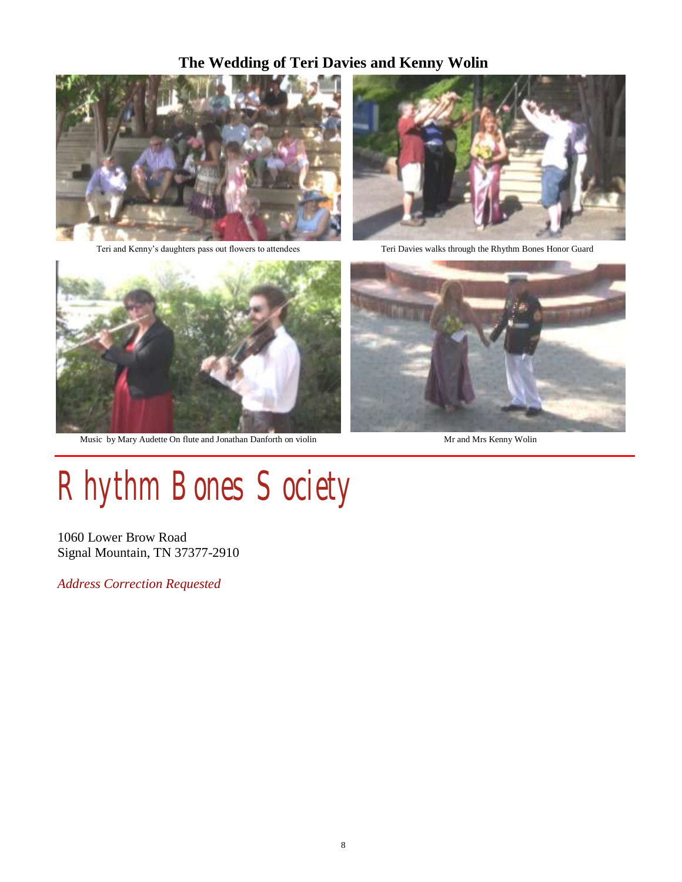## The Wedding of Teri Davies and Kenny Wolin

Teri and Kenny's daughters pass out flowers to attendees

Teri Davies walks through the Rhythm Bones Honor Guard

Music by Mary Audette On flute and Jonathan Danforth on violin

Mr and Mrs Kenny Wolin

# Rhythm Bones Society

1060 Lower Brow Road
Signal Mountain, TN 37377-2910

*Address Correction Requested*